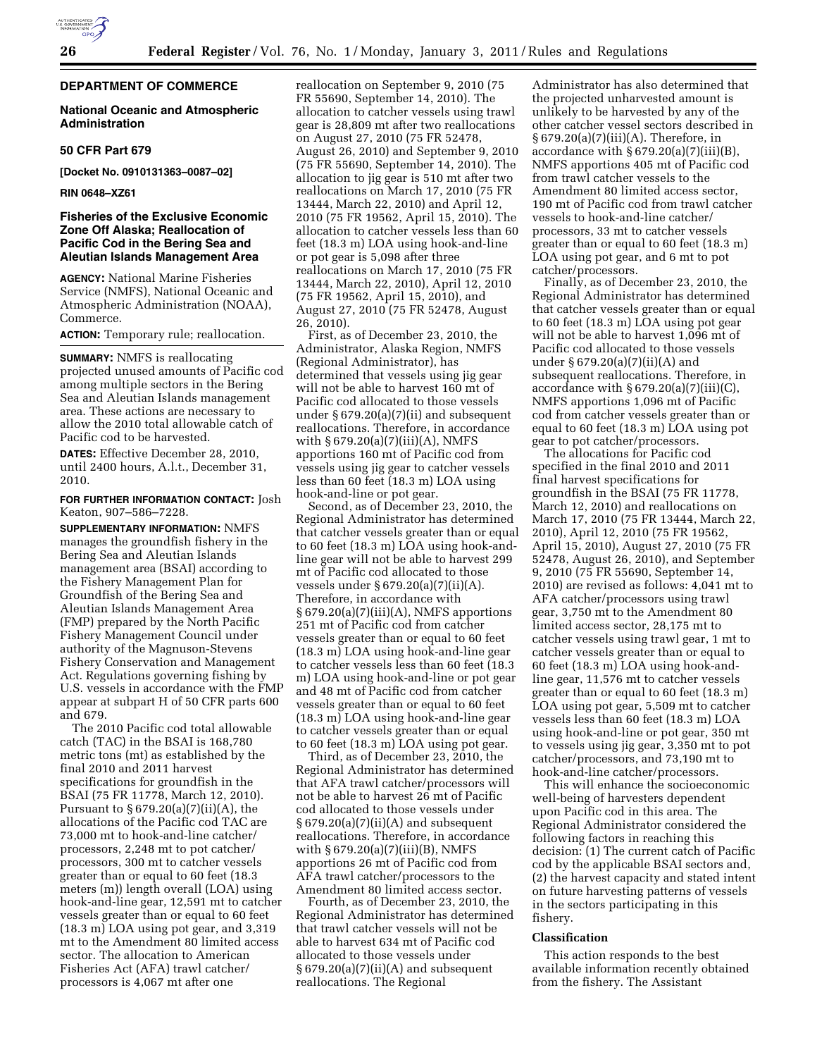## DEPARTMENT OF COMMERCE

### National Oceanic and Atmospheric Administration

### 50 CFR Part 679

**[Docket No. 0910131363–0087–02]**

**RIN 0648–XZ61**

### Fisheries of the Exclusive Economic Zone Off Alaska; Reallocation of Pacific Cod in the Bering Sea and Aleutian Islands Management Area

**AGENCY:** National Marine Fisheries Service (NMFS), National Oceanic and Atmospheric Administration (NOAA), Commerce.

**ACTION:** Temporary rule; reallocation.

**SUMMARY:** NMFS is reallocating projected unused amounts of Pacific cod among multiple sectors in the Bering Sea and Aleutian Islands management area. These actions are necessary to allow the 2010 total allowable catch of Pacific cod to be harvested.

**DATES:** Effective December 28, 2010, until 2400 hours, A.l.t., December 31, 2010.

**FOR FURTHER INFORMATION CONTACT:** Josh Keaton, 907–586–7228.

**SUPPLEMENTARY INFORMATION:** NMFS manages the groundfish fishery in the Bering Sea and Aleutian Islands management area (BSAI) according to the Fishery Management Plan for Groundfish of the Bering Sea and Aleutian Islands Management Area (FMP) prepared by the North Pacific Fishery Management Council under authority of the Magnuson-Stevens Fishery Conservation and Management Act. Regulations governing fishing by U.S. vessels in accordance with the FMP appear at subpart H of 50 CFR parts 600 and 679.

The 2010 Pacific cod total allowable catch (TAC) in the BSAI is 168,780 metric tons (mt) as established by the final 2010 and 2011 harvest specifications for groundfish in the BSAI (75 FR 11778, March 12, 2010). Pursuant to § 679.20(a)(7)(ii)(A), the allocations of the Pacific cod TAC are 73,000 mt to hook-and-line catcher/processors, 2,248 mt to pot catcher/processors, 300 mt to catcher vessels greater than or equal to 60 feet (18.3 meters (m)) length overall (LOA) using hook-and-line gear, 12,591 mt to catcher vessels greater than or equal to 60 feet (18.3 m) LOA using pot gear, and 3,319 mt to the Amendment 80 limited access sector. The allocation to American Fisheries Act (AFA) trawl catcher/processors is 4,067 mt after one reallocation on September 9, 2010 (75 FR 55690, September 14, 2010). The allocation to catcher vessels using trawl gear is 28,809 mt after two reallocations on August 27, 2010 (75 FR 52478, August 26, 2010) and September 9, 2010 (75 FR 55690, September 14, 2010). The allocation to jig gear is 510 mt after two reallocations on March 17, 2010 (75 FR 13444, March 22, 2010) and April 12, 2010 (75 FR 19562, April 15, 2010). The allocation to catcher vessels less than 60 feet (18.3 m) LOA using hook-and-line or pot gear is 5,098 after three reallocations on March 17, 2010 (75 FR 13444, March 22, 2010), April 12, 2010 (75 FR 19562, April 15, 2010), and August 27, 2010 (75 FR 52478, August 26, 2010).

First, as of December 23, 2010, the Administrator, Alaska Region, NMFS (Regional Administrator), has determined that vessels using jig gear will not be able to harvest 160 mt of Pacific cod allocated to those vessels under § 679.20(a)(7)(ii) and subsequent reallocations. Therefore, in accordance with § 679.20(a)(7)(iii)(A), NMFS apportions 160 mt of Pacific cod from vessels using jig gear to catcher vessels less than 60 feet (18.3 m) LOA using hook-and-line or pot gear.

Second, as of December 23, 2010, the Regional Administrator has determined that catcher vessels greater than or equal to 60 feet (18.3 m) LOA using hook-and-line gear will not be able to harvest 299 mt of Pacific cod allocated to those vessels under § 679.20(a)(7)(ii)(A). Therefore, in accordance with § 679.20(a)(7)(iii)(A), NMFS apportions 251 mt of Pacific cod from catcher vessels greater than or equal to 60 feet (18.3 m) LOA using hook-and-line gear to catcher vessels less than 60 feet (18.3 m) LOA using hook-and-line or pot gear and 48 mt of Pacific cod from catcher vessels greater than or equal to 60 feet (18.3 m) LOA using hook-and-line gear to catcher vessels greater than or equal to 60 feet (18.3 m) LOA using pot gear.

Third, as of December 23, 2010, the Regional Administrator has determined that AFA trawl catcher/processors will not be able to harvest 26 mt of Pacific cod allocated to those vessels under § 679.20(a)(7)(ii)(A) and subsequent reallocations. Therefore, in accordance with § 679.20(a)(7)(iii)(B), NMFS apportions 26 mt of Pacific cod from AFA trawl catcher/processors to the Amendment 80 limited access sector.

Fourth, as of December 23, 2010, the Regional Administrator has determined that trawl catcher vessels will not be able to harvest 634 mt of Pacific cod allocated to those vessels under § 679.20(a)(7)(ii)(A) and subsequent reallocations. The Regional Administrator has also determined that the projected unharvested amount is unlikely to be harvested by any of the other catcher vessel sectors described in § 679.20(a)(7)(iii)(A). Therefore, in accordance with § 679.20(a)(7)(iii)(B), NMFS apportions 405 mt of Pacific cod from trawl catcher vessels to the Amendment 80 limited access sector, 190 mt of Pacific cod from trawl catcher vessels to hook-and-line catcher/processors, 33 mt to catcher vessels greater than or equal to 60 feet (18.3 m) LOA using pot gear, and 6 mt to pot catcher/processors.

Finally, as of December 23, 2010, the Regional Administrator has determined that catcher vessels greater than or equal to 60 feet (18.3 m) LOA using pot gear will not be able to harvest 1,096 mt of Pacific cod allocated to those vessels under § 679.20(a)(7)(ii)(A) and subsequent reallocations. Therefore, in accordance with § 679.20(a)(7)(iii)(C), NMFS apportions 1,096 mt of Pacific cod from catcher vessels greater than or equal to 60 feet (18.3 m) LOA using pot gear to pot catcher/processors.

The allocations for Pacific cod specified in the final 2010 and 2011 final harvest specifications for groundfish in the BSAI (75 FR 11778, March 12, 2010) and reallocations on March 17, 2010 (75 FR 13444, March 22, 2010), April 12, 2010 (75 FR 19562, April 15, 2010), August 27, 2010 (75 FR 52478, August 26, 2010), and September 9, 2010 (75 FR 55690, September 14, 2010) are revised as follows: 4,041 mt to AFA catcher/processors using trawl gear, 3,750 mt to the Amendment 80 limited access sector, 28,175 mt to catcher vessels using trawl gear, 1 mt to catcher vessels greater than or equal to 60 feet (18.3 m) LOA using hook-and-line gear, 11,576 mt to catcher vessels greater than or equal to 60 feet (18.3 m) LOA using pot gear, 5,509 mt to catcher vessels less than 60 feet (18.3 m) LOA using hook-and-line or pot gear, 350 mt to vessels using jig gear, 3,350 mt to pot catcher/processors, and 73,190 mt to hook-and-line catcher/processors.

This will enhance the socioeconomic well-being of harvesters dependent upon Pacific cod in this area. The Regional Administrator considered the following factors in reaching this decision: (1) The current catch of Pacific cod by the applicable BSAI sectors and, (2) the harvest capacity and stated intent on future harvesting patterns of vessels in the sectors participating in this fishery.

#### Classification

This action responds to the best available information recently obtained from the fishery. The Assistant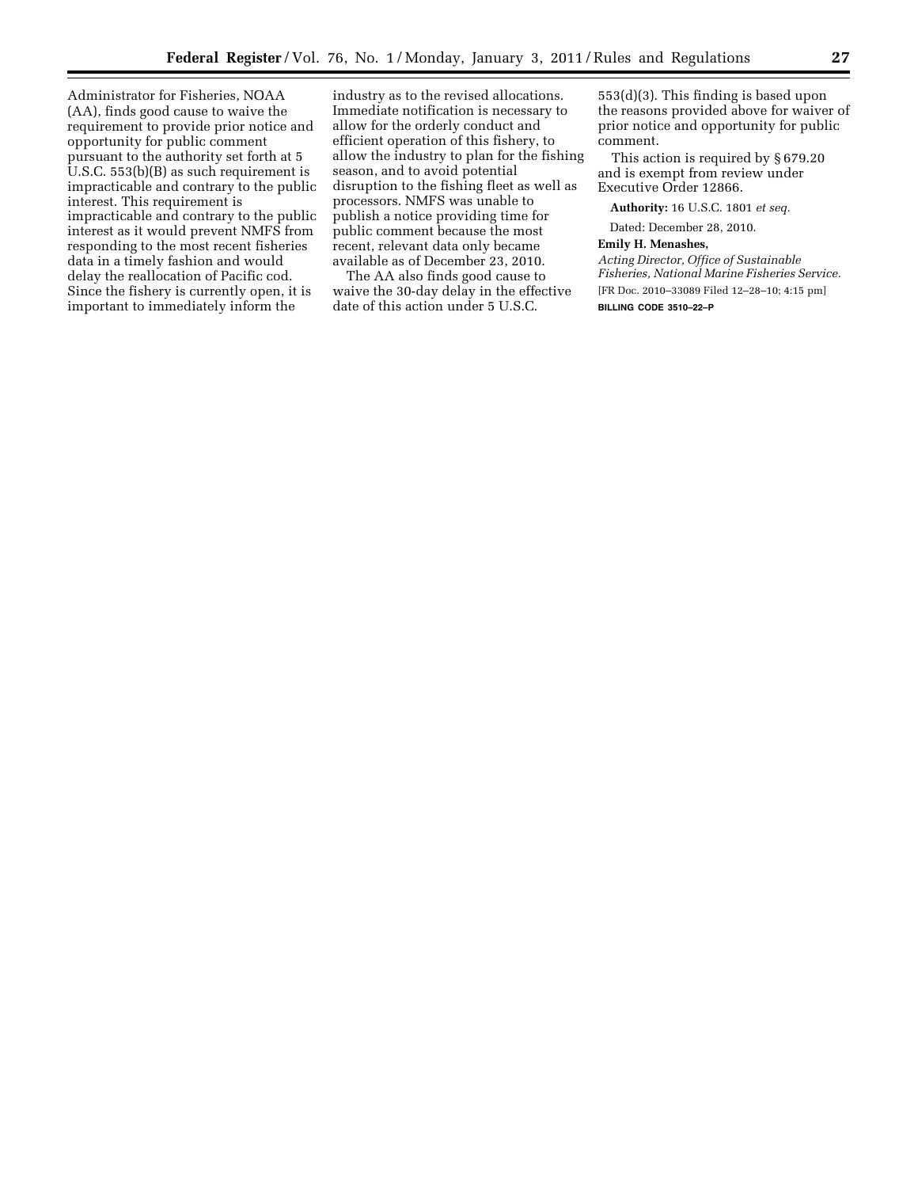Administrator for Fisheries, NOAA (AA), finds good cause to waive the requirement to provide prior notice and opportunity for public comment pursuant to the authority set forth at 5 U.S.C. 553(b)(B) as such requirement is impracticable and contrary to the public interest. This requirement is impracticable and contrary to the public interest as it would prevent NMFS from responding to the most recent fisheries data in a timely fashion and would delay the reallocation of Pacific cod. Since the fishery is currently open, it is important to immediately inform the industry as to the revised allocations. Immediate notification is necessary to allow for the orderly conduct and efficient operation of this fishery, to allow the industry to plan for the fishing season, and to avoid potential disruption to the fishing fleet as well as processors. NMFS was unable to publish a notice providing time for public comment because the most recent, relevant data only became available as of December 23, 2010.

The AA also finds good cause to waive the 30-day delay in the effective date of this action under 5 U.S.C. 553(d)(3). This finding is based upon the reasons provided above for waiver of prior notice and opportunity for public comment.

This action is required by § 679.20 and is exempt from review under Executive Order 12866.

**Authority:** 16 U.S.C. 1801 *et seq.*

Dated: December 28, 2010.

**Emily H. Menashes,**

*Acting Director, Office of Sustainable Fisheries, National Marine Fisheries Service.*

[FR Doc. 2010–33089 Filed 12–28–10; 4:15 pm]

**BILLING CODE 3510–22–P**